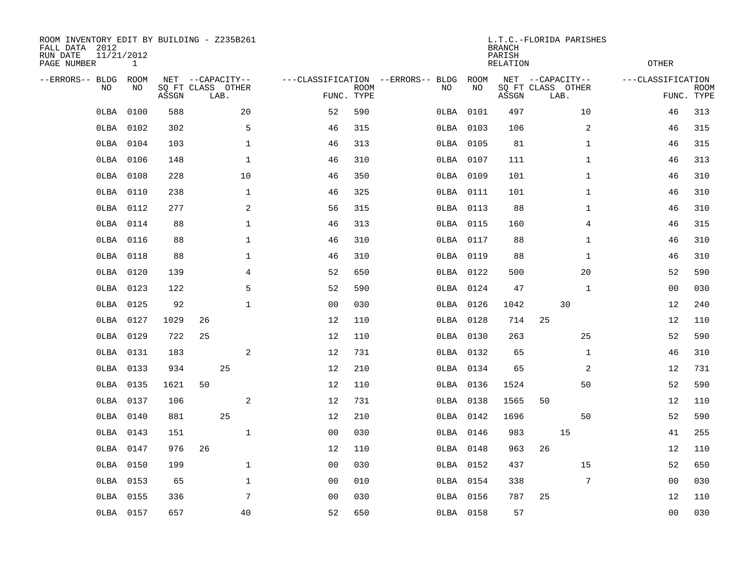ROOM INVENTORY EDIT BY BUILDING - Z235B261
FALL DATA 2012
RUN DATE 11/21/2012

L.T.C.-FLORIDA PARISHES
BRANCH
PARISH
RELATION
OTHER

| --ERRORS-- | BLDG NO | ROOM NO | NET SQ FT ASSGN | CAPACITY CLASS | CAPACITY LAB. | CAPACITY OTHER | CLASSIFICATION FUNC. | ROOM TYPE | --ERRORS-- | BLDG NO | ROOM NO | NET SQ FT ASSGN | CAPACITY CLASS | CAPACITY LAB. | CAPACITY OTHER | CLASSIFICATION FUNC. | ROOM TYPE |
|---|---|---|---|---|---|---|---|---|---|---|---|---|---|---|---|---|---|
| | 0LBA | 0100 | 588 | | | 20 | 52 | 590 | | 0LBA | 0101 | 497 | | | 10 | 46 | 313 |
| | 0LBA | 0102 | 302 | | | 5 | 46 | 315 | | 0LBA | 0103 | 106 | | | 2 | 46 | 315 |
| | 0LBA | 0104 | 103 | | | 1 | 46 | 313 | | 0LBA | 0105 | 81 | | | 1 | 46 | 315 |
| | 0LBA | 0106 | 148 | | | 1 | 46 | 310 | | 0LBA | 0107 | 111 | | | 1 | 46 | 313 |
| | 0LBA | 0108 | 228 | | | 10 | 46 | 350 | | 0LBA | 0109 | 101 | | | 1 | 46 | 310 |
| | 0LBA | 0110 | 238 | | | 1 | 46 | 325 | | 0LBA | 0111 | 101 | | | 1 | 46 | 310 |
| | 0LBA | 0112 | 277 | | | 2 | 56 | 315 | | 0LBA | 0113 | 88 | | | 1 | 46 | 310 |
| | 0LBA | 0114 | 88 | | | 1 | 46 | 313 | | 0LBA | 0115 | 160 | | | 4 | 46 | 315 |
| | 0LBA | 0116 | 88 | | | 1 | 46 | 310 | | 0LBA | 0117 | 88 | | | 1 | 46 | 310 |
| | 0LBA | 0118 | 88 | | | 1 | 46 | 310 | | 0LBA | 0119 | 88 | | | 1 | 46 | 310 |
| | 0LBA | 0120 | 139 | | | 4 | 52 | 650 | | 0LBA | 0122 | 500 | | | 20 | 52 | 590 |
| | 0LBA | 0123 | 122 | | | 5 | 52 | 590 | | 0LBA | 0124 | 47 | | | 1 | 00 | 030 |
| | 0LBA | 0125 | 92 | | | 1 | 00 | 030 | | 0LBA | 0126 | 1042 | | 30 | | 12 | 240 |
| | 0LBA | 0127 | 1029 | 26 | | | 12 | 110 | | 0LBA | 0128 | 714 | 25 | | | 12 | 110 |
| | 0LBA | 0129 | 722 | 25 | | | 12 | 110 | | 0LBA | 0130 | 263 | | | 25 | 52 | 590 |
| | 0LBA | 0131 | 183 | | | 2 | 12 | 731 | | 0LBA | 0132 | 65 | | | 1 | 46 | 310 |
| | 0LBA | 0133 | 934 | | 25 | | 12 | 210 | | 0LBA | 0134 | 65 | | | 2 | 12 | 731 |
| | 0LBA | 0135 | 1621 | 50 | | | 12 | 110 | | 0LBA | 0136 | 1524 | | | 50 | 52 | 590 |
| | 0LBA | 0137 | 106 | | | 2 | 12 | 731 | | 0LBA | 0138 | 1565 | 50 | | | 12 | 110 |
| | 0LBA | 0140 | 881 | | 25 | | 12 | 210 | | 0LBA | 0142 | 1696 | | | 50 | 52 | 590 |
| | 0LBA | 0143 | 151 | | | 1 | 00 | 030 | | 0LBA | 0146 | 983 | | 15 | | 41 | 255 |
| | 0LBA | 0147 | 976 | 26 | | | 12 | 110 | | 0LBA | 0148 | 963 | 26 | | | 12 | 110 |
| | 0LBA | 0150 | 199 | | | 1 | 00 | 030 | | 0LBA | 0152 | 437 | | | 15 | 52 | 650 |
| | 0LBA | 0153 | 65 | | | 1 | 00 | 010 | | 0LBA | 0154 | 338 | | | 7 | 00 | 030 |
| | 0LBA | 0155 | 336 | | | 7 | 00 | 030 | | 0LBA | 0156 | 787 | 25 | | | 12 | 110 |
| | 0LBA | 0157 | 657 | | | 40 | 52 | 650 | | 0LBA | 0158 | 57 | | | | 00 | 030 |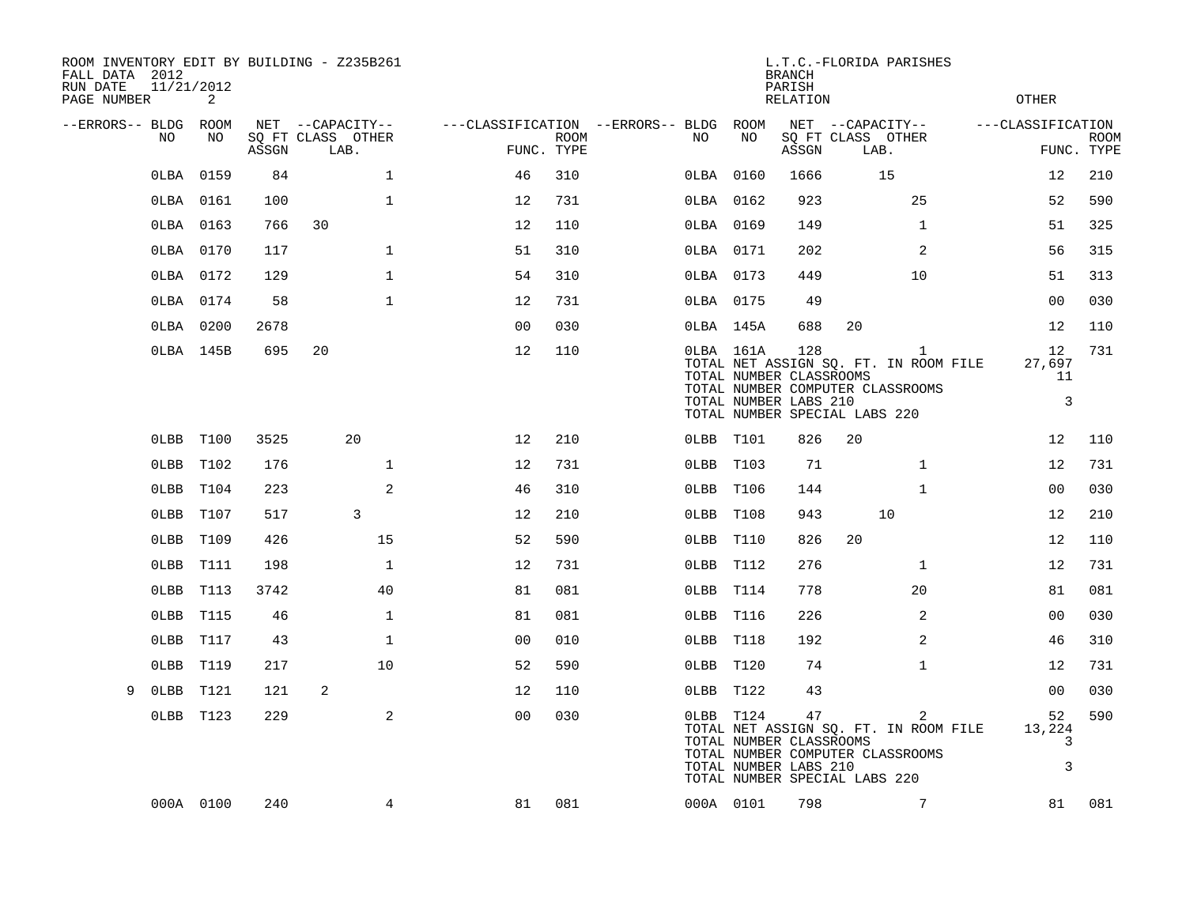ROOM INVENTORY EDIT BY BUILDING - Z235B261
FALL DATA 2012
RUN DATE 11/21/2012
PAGE NUMBER 2

L.T.C.-FLORIDA PARISHES
BRANCH
PARISH
RELATION
OTHER

| --ERRORS-- | BLDG NO | ROOM NO | NET SQ FT ASSGN | --CAPACITY-- CLASS LAB. | OTHER | ---CLASSIFICATION FUNC. | ROOM TYPE | --ERRORS-- | BLDG NO | ROOM NO | NET SQ FT ASSGN | --CAPACITY-- CLASS LAB. | OTHER | ---CLASSIFICATION FUNC. | ROOM TYPE |
|---|---|---|---|---|---|---|---|---|---|---|---|---|---|---|---|
| | 0LBA | 0159 | 84 | | 1 | 46 | 310 | | 0LBA | 0160 | 1666 | 15 | | 12 | 210 |
| | 0LBA | 0161 | 100 | | 1 | 12 | 731 | | 0LBA | 0162 | 923 | | 25 | 52 | 590 |
| | 0LBA | 0163 | 766 | 30 | | 12 | 110 | | 0LBA | 0169 | 149 | | 1 | 51 | 325 |
| | 0LBA | 0170 | 117 | | 1 | 51 | 310 | | 0LBA | 0171 | 202 | | 2 | 56 | 315 |
| | 0LBA | 0172 | 129 | | 1 | 54 | 310 | | 0LBA | 0173 | 449 | | 10 | 51 | 313 |
| | 0LBA | 0174 | 58 | | 1 | 12 | 731 | | 0LBA | 0175 | 49 | | | 00 | 030 |
| | 0LBA | 0200 | 2678 | | | 00 | 030 | | 0LBA | 145A | 688 | 20 | | 12 | 110 |
| | 0LBA | 145B | 695 | 20 | | 12 | 110 | | 0LBA | 161A | 128 | | 1 | 12 | 731 |
| | | | | | | | | | TOTAL NET ASSIGN SQ. FT. IN ROOM FILE | | | | | 27,697 | |
| | | | | | | | | | TOTAL NUMBER CLASSROOMS | | | | | 11 | |
| | | | | | | | | | TOTAL NUMBER COMPUTER CLASSROOMS | | | | | | |
| | | | | | | | | | TOTAL NUMBER LABS 210 | | | | | 3 | |
| | | | | | | | | | TOTAL NUMBER SPECIAL LABS 220 | | | | | | |
| | 0LBB | T100 | 3525 | 20 | | 12 | 210 | | 0LBB | T101 | 826 | 20 | | 12 | 110 |
| | 0LBB | T102 | 176 | | 1 | 12 | 731 | | 0LBB | T103 | 71 | | 1 | 12 | 731 |
| | 0LBB | T104 | 223 | | 2 | 46 | 310 | | 0LBB | T106 | 144 | | 1 | 00 | 030 |
| | 0LBB | T107 | 517 | 3 | | 12 | 210 | | 0LBB | T108 | 943 | 10 | | 12 | 210 |
| | 0LBB | T109 | 426 | | 15 | 52 | 590 | | 0LBB | T110 | 826 | 20 | | 12 | 110 |
| | 0LBB | T111 | 198 | | 1 | 12 | 731 | | 0LBB | T112 | 276 | | 1 | 12 | 731 |
| | 0LBB | T113 | 3742 | | 40 | 81 | 081 | | 0LBB | T114 | 778 | | 20 | 81 | 081 |
| | 0LBB | T115 | 46 | | 1 | 81 | 081 | | 0LBB | T116 | 226 | | 2 | 00 | 030 |
| | 0LBB | T117 | 43 | | 1 | 00 | 010 | | 0LBB | T118 | 192 | | 2 | 46 | 310 |
| | 0LBB | T119 | 217 | | 10 | 52 | 590 | | 0LBB | T120 | 74 | | 1 | 12 | 731 |
| 9 | 0LBB | T121 | 121 | 2 | | 12 | 110 | | 0LBB | T122 | 43 | | | 00 | 030 |
| | 0LBB | T123 | 229 | | 2 | 00 | 030 | | 0LBB | T124 | 47 | | 2 | 52 | 590 |
| | | | | | | | | | TOTAL NET ASSIGN SQ. FT. IN ROOM FILE | | | | | 13,224 | |
| | | | | | | | | | TOTAL NUMBER CLASSROOMS | | | | | 3 | |
| | | | | | | | | | TOTAL NUMBER COMPUTER CLASSROOMS | | | | | | |
| | | | | | | | | | TOTAL NUMBER LABS 210 | | | | | 3 | |
| | | | | | | | | | TOTAL NUMBER SPECIAL LABS 220 | | | | | | |
| | 000A | 0100 | 240 | | 4 | 81 | 081 | | 000A | 0101 | 798 | | 7 | 81 | 081 |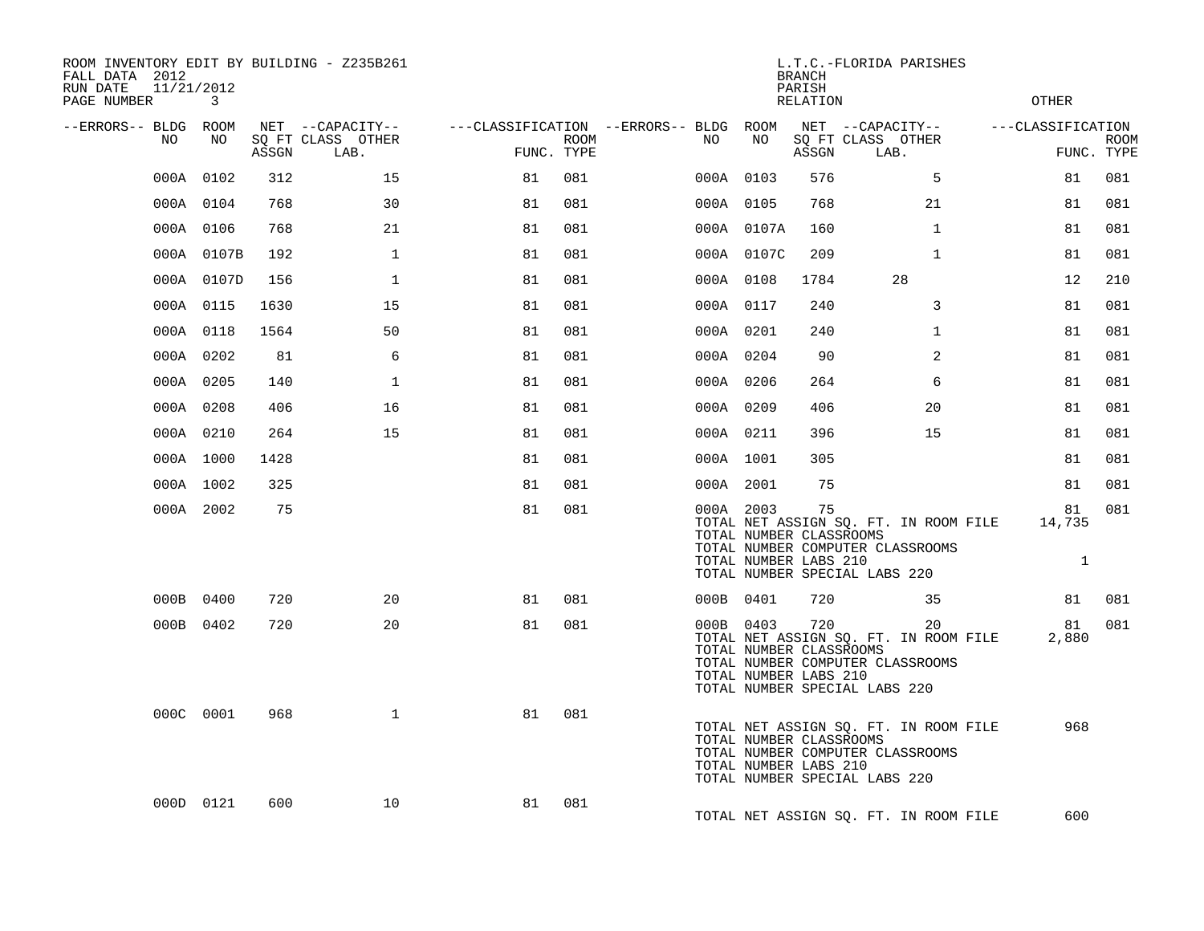ROOM INVENTORY EDIT BY BUILDING - Z235B261
FALL DATA 2012
RUN DATE 11/21/2012
PAGE NUMBER 3

L.T.C.-FLORIDA PARISHES
BRANCH
PARISH
RELATION
OTHER

| --ERRORS-- | BLDG NO | ROOM NO | NET SQ FT ASSGN | CAPACITY CLASS LAB. | CAPACITY OTHER | CLASSIFICATION FUNC. | ROOM TYPE | --ERRORS-- | BLDG NO | ROOM NO | NET SQ FT ASSGN | CAPACITY CLASS LAB. | CAPACITY OTHER | CLASSIFICATION FUNC. | ROOM TYPE |
|---|---|---|---|---|---|---|---|---|---|---|---|---|---|---|---|
| | 000A | 0102 | 312 | | 15 | 81 | 081 | | 000A | 0103 | 576 | | 5 | 81 | 081 |
| | 000A | 0104 | 768 | | 30 | 81 | 081 | | 000A | 0105 | 768 | | 21 | 81 | 081 |
| | 000A | 0106 | 768 | | 21 | 81 | 081 | | 000A | 0107A | 160 | | 1 | 81 | 081 |
| | 000A | 0107B | 192 | | 1 | 81 | 081 | | 000A | 0107C | 209 | | 1 | 81 | 081 |
| | 000A | 0107D | 156 | | 1 | 81 | 081 | | 000A | 0108 | 1784 | 28 | | 12 | 210 |
| | 000A | 0115 | 1630 | | 15 | 81 | 081 | | 000A | 0117 | 240 | | 3 | 81 | 081 |
| | 000A | 0118 | 1564 | | 50 | 81 | 081 | | 000A | 0201 | 240 | | 1 | 81 | 081 |
| | 000A | 0202 | 81 | | 6 | 81 | 081 | | 000A | 0204 | 90 | | 2 | 81 | 081 |
| | 000A | 0205 | 140 | | 1 | 81 | 081 | | 000A | 0206 | 264 | | 6 | 81 | 081 |
| | 000A | 0208 | 406 | | 16 | 81 | 081 | | 000A | 0209 | 406 | | 20 | 81 | 081 |
| | 000A | 0210 | 264 | | 15 | 81 | 081 | | 000A | 0211 | 396 | | 15 | 81 | 081 |
| | 000A | 1000 | 1428 | | | 81 | 081 | | 000A | 1001 | 305 | | | 81 | 081 |
| | 000A | 1002 | 325 | | | 81 | 081 | | 000A | 2001 | 75 | | | 81 | 081 |
| | 000A | 2002 | 75 | | | 81 | 081 | | 000A | 2003 | 75 | | | 81 | 081 |

TOTAL NET ASSIGN SQ. FT. IN ROOM FILE 14,735
TOTAL NUMBER CLASSROOMS
TOTAL NUMBER COMPUTER CLASSROOMS
TOTAL NUMBER LABS 210 1
TOTAL NUMBER SPECIAL LABS 220

| --ERRORS-- | BLDG NO | ROOM NO | NET SQ FT ASSGN | CAPACITY CLASS LAB. | CAPACITY OTHER | CLASSIFICATION FUNC. | ROOM TYPE | --ERRORS-- | BLDG NO | ROOM NO | NET SQ FT ASSGN | CAPACITY CLASS LAB. | CAPACITY OTHER | CLASSIFICATION FUNC. | ROOM TYPE |
|---|---|---|---|---|---|---|---|---|---|---|---|---|---|---|---|
| | 000B | 0400 | 720 | | 20 | 81 | 081 | | 000B | 0401 | 720 | | 35 | 81 | 081 |
| | 000B | 0402 | 720 | | 20 | 81 | 081 | | 000B | 0403 | 720 | | 20 | 81 | 081 |

TOTAL NET ASSIGN SQ. FT. IN ROOM FILE 2,880
TOTAL NUMBER CLASSROOMS
TOTAL NUMBER COMPUTER CLASSROOMS
TOTAL NUMBER LABS 210
TOTAL NUMBER SPECIAL LABS 220

| --ERRORS-- | BLDG NO | ROOM NO | NET SQ FT ASSGN | CAPACITY CLASS LAB. | CAPACITY OTHER | CLASSIFICATION FUNC. | ROOM TYPE |
|---|---|---|---|---|---|---|---|
| | 000C | 0001 | 968 | | 1 | 81 | 081 |

TOTAL NET ASSIGN SQ. FT. IN ROOM FILE 968
TOTAL NUMBER CLASSROOMS
TOTAL NUMBER COMPUTER CLASSROOMS
TOTAL NUMBER LABS 210
TOTAL NUMBER SPECIAL LABS 220

| --ERRORS-- | BLDG NO | ROOM NO | NET SQ FT ASSGN | CAPACITY CLASS LAB. | CAPACITY OTHER | CLASSIFICATION FUNC. | ROOM TYPE |
|---|---|---|---|---|---|---|---|
| | 000D | 0121 | 600 | | 10 | 81 | 081 |

TOTAL NET ASSIGN SQ. FT. IN ROOM FILE 600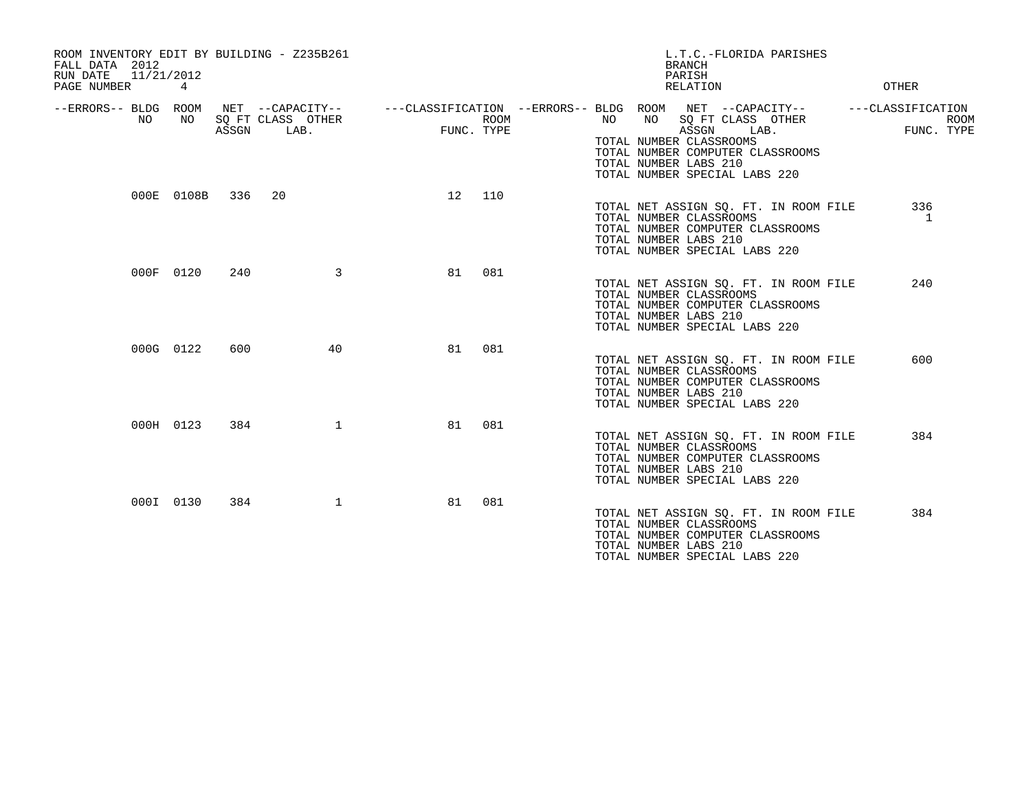ROOM INVENTORY EDIT BY BUILDING - Z235B261
FALL DATA 2012
RUN DATE 11/21/2012
PAGE NUMBER 4

L.T.C.-FLORIDA PARISHES
BRANCH
PARISH
RELATION
OTHER

| --ERRORS-- | BLDG NO | ROOM NO | NET SQ FT ASSGN | CAPACITY CLASS LAB. | CAPACITY OTHER | CLASSIFICATION FUNC. | ROOM TYPE |
|---|---|---|---|---|---|---|---|
| | | | | | | | |

TOTAL NUMBER CLASSROOMS
TOTAL NUMBER COMPUTER CLASSROOMS
TOTAL NUMBER LABS 210
TOTAL NUMBER SPECIAL LABS 220

| --ERRORS-- | BLDG NO | ROOM NO | NET SQ FT ASSGN | CAPACITY CLASS LAB. | CAPACITY OTHER | CLASSIFICATION FUNC. | ROOM TYPE |
|---|---|---|---|---|---|---|---|
| | 000E | 0108B | 336 | 20 | | 12 | 110 |

TOTAL NET ASSIGN SQ. FT. IN ROOM FILE 336
TOTAL NUMBER CLASSROOMS 1
TOTAL NUMBER COMPUTER CLASSROOMS
TOTAL NUMBER LABS 210
TOTAL NUMBER SPECIAL LABS 220

| --ERRORS-- | BLDG NO | ROOM NO | NET SQ FT ASSGN | CAPACITY CLASS LAB. | CAPACITY OTHER | CLASSIFICATION FUNC. | ROOM TYPE |
|---|---|---|---|---|---|---|---|
| | 000F | 0120 | 240 | | 3 | 81 | 081 |

TOTAL NET ASSIGN SQ. FT. IN ROOM FILE 240
TOTAL NUMBER CLASSROOMS
TOTAL NUMBER COMPUTER CLASSROOMS
TOTAL NUMBER LABS 210
TOTAL NUMBER SPECIAL LABS 220

| --ERRORS-- | BLDG NO | ROOM NO | NET SQ FT ASSGN | CAPACITY CLASS LAB. | CAPACITY OTHER | CLASSIFICATION FUNC. | ROOM TYPE |
|---|---|---|---|---|---|---|---|
| | 000G | 0122 | 600 | | 40 | 81 | 081 |

TOTAL NET ASSIGN SQ. FT. IN ROOM FILE 600
TOTAL NUMBER CLASSROOMS
TOTAL NUMBER COMPUTER CLASSROOMS
TOTAL NUMBER LABS 210
TOTAL NUMBER SPECIAL LABS 220

| --ERRORS-- | BLDG NO | ROOM NO | NET SQ FT ASSGN | CAPACITY CLASS LAB. | CAPACITY OTHER | CLASSIFICATION FUNC. | ROOM TYPE |
|---|---|---|---|---|---|---|---|
| | 000H | 0123 | 384 | | 1 | 81 | 081 |

TOTAL NET ASSIGN SQ. FT. IN ROOM FILE 384
TOTAL NUMBER CLASSROOMS
TOTAL NUMBER COMPUTER CLASSROOMS
TOTAL NUMBER LABS 210
TOTAL NUMBER SPECIAL LABS 220

| --ERRORS-- | BLDG NO | ROOM NO | NET SQ FT ASSGN | CAPACITY CLASS LAB. | CAPACITY OTHER | CLASSIFICATION FUNC. | ROOM TYPE |
|---|---|---|---|---|---|---|---|
| | 000I | 0130 | 384 | | 1 | 81 | 081 |

TOTAL NET ASSIGN SQ. FT. IN ROOM FILE 384
TOTAL NUMBER CLASSROOMS
TOTAL NUMBER COMPUTER CLASSROOMS
TOTAL NUMBER LABS 210
TOTAL NUMBER SPECIAL LABS 220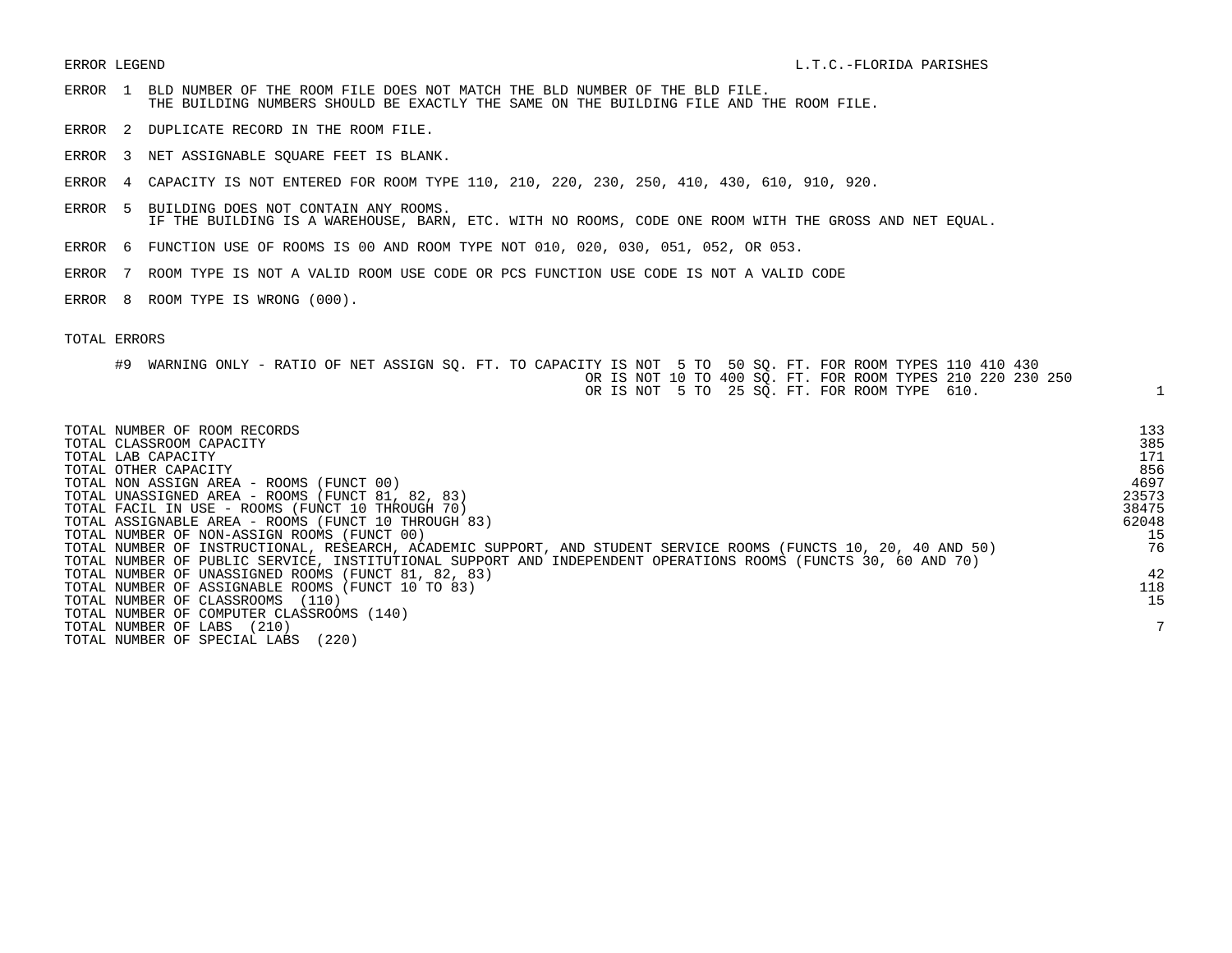ERROR LEGEND

L.T.C.-FLORIDA PARISHES

ERROR 1 BLD NUMBER OF THE ROOM FILE DOES NOT MATCH THE BLD NUMBER OF THE BLD FILE.
THE BUILDING NUMBERS SHOULD BE EXACTLY THE SAME ON THE BUILDING FILE AND THE ROOM FILE.

ERROR 2 DUPLICATE RECORD IN THE ROOM FILE.

ERROR 3 NET ASSIGNABLE SQUARE FEET IS BLANK.

ERROR 4 CAPACITY IS NOT ENTERED FOR ROOM TYPE 110, 210, 220, 230, 250, 410, 430, 610, 910, 920.

ERROR 5 BUILDING DOES NOT CONTAIN ANY ROOMS.
IF THE BUILDING IS A WAREHOUSE, BARN, ETC. WITH NO ROOMS, CODE ONE ROOM WITH THE GROSS AND NET EQUAL.

ERROR 6 FUNCTION USE OF ROOMS IS 00 AND ROOM TYPE NOT 010, 020, 030, 051, 052, OR 053.

ERROR 7 ROOM TYPE IS NOT A VALID ROOM USE CODE OR PCS FUNCTION USE CODE IS NOT A VALID CODE

ERROR 8 ROOM TYPE IS WRONG (000).

TOTAL ERRORS

| | |
|---|---|
| #9 WARNING ONLY - RATIO OF NET ASSIGN SQ. FT. TO CAPACITY IS NOT 5 TO 50 SQ. FT. FOR ROOM TYPES 110 410 430 OR IS NOT 10 TO 400 SQ. FT. FOR ROOM TYPES 210 220 230 250 OR IS NOT 5 TO 25 SQ. FT. FOR ROOM TYPE 610. | 1 |

| | |
|---|---|
| TOTAL NUMBER OF ROOM RECORDS | 133 |
| TOTAL CLASSROOM CAPACITY | 385 |
| TOTAL LAB CAPACITY | 171 |
| TOTAL OTHER CAPACITY | 856 |
| TOTAL NON ASSIGN AREA - ROOMS (FUNCT 00) | 4697 |
| TOTAL UNASSIGNED AREA - ROOMS (FUNCT 81, 82, 83) | 23573 |
| TOTAL FACIL IN USE - ROOMS (FUNCT 10 THROUGH 70) | 38475 |
| TOTAL ASSIGNABLE AREA - ROOMS (FUNCT 10 THROUGH 83) | 62048 |
| TOTAL NUMBER OF NON-ASSIGN ROOMS (FUNCT 00) | 15 |
| TOTAL NUMBER OF INSTRUCTIONAL, RESEARCH, ACADEMIC SUPPORT, AND STUDENT SERVICE ROOMS (FUNCTS 10, 20, 40 AND 50) | 76 |
| TOTAL NUMBER OF PUBLIC SERVICE, INSTITUTIONAL SUPPORT AND INDEPENDENT OPERATIONS ROOMS (FUNCTS 30, 60 AND 70) | |
| TOTAL NUMBER OF UNASSIGNED ROOMS (FUNCT 81, 82, 83) | 42 |
| TOTAL NUMBER OF ASSIGNABLE ROOMS (FUNCT 10 TO 83) | 118 |
| TOTAL NUMBER OF CLASSROOMS (110) | 15 |
| TOTAL NUMBER OF COMPUTER CLASSROOMS (140) | |
| TOTAL NUMBER OF LABS (210) | 7 |
| TOTAL NUMBER OF SPECIAL LABS (220) | |